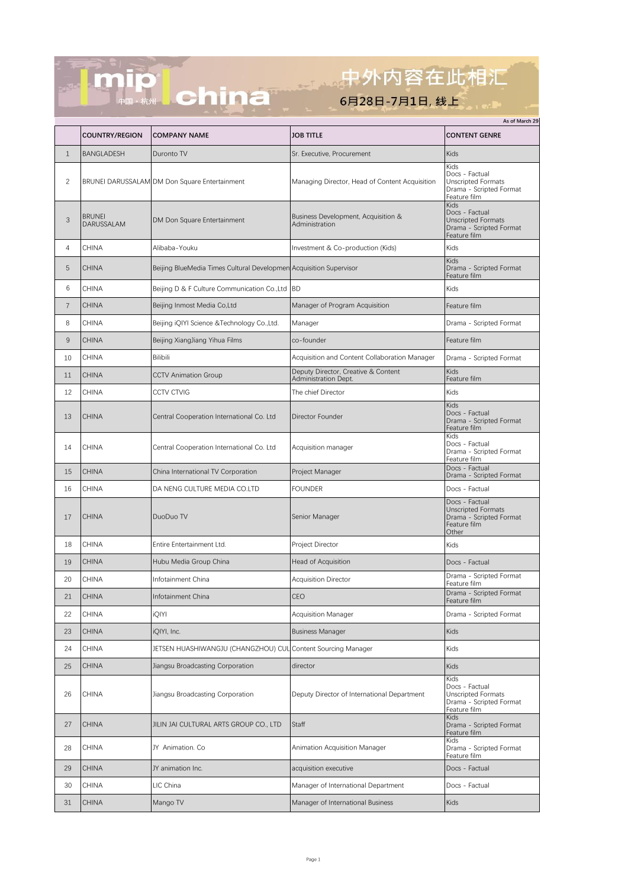# mip china

中国・杭州

中外内容在此相汇

6月28日-7月1日, 线上

As of March 29

| | COUNTRY/REGION | COMPANY NAME | JOB TITLE | CONTENT GENRE |
|---|---|---|---|---|
| 1 | BANGLADESH | Duronto TV | Sr. Executive, Procurement | Kids |
| 2 | BRUNEI DARUSSALAM | DM Don Square Entertainment | Managing Director, Head of Content Acquisition | Kids<br>Docs - Factual<br>Unscripted Formats<br>Drama - Scripted Format<br>Feature film |
| 3 | BRUNEI DARUSSALAM | DM Don Square Entertainment | Business Development, Acquisition & Administration | Kids<br>Docs - Factual<br>Unscripted Formats<br>Drama - Scripted Format<br>Feature film |
| 4 | CHINA | Alibaba-Youku | Investment & Co-production (Kids) | Kids |
| 5 | CHINA | Beijing BlueMedia Times Cultural Developmen | Acquisition Supervisor | Kids<br>Drama - Scripted Format<br>Feature film |
| 6 | CHINA | Beijing D & F Culture Communication Co.,Ltd | BD | Kids |
| 7 | CHINA | Beijing Inmost Media Co,Ltd | Manager of Program Acquisition | Feature film |
| 8 | CHINA | Beijing iQIYI Science &Technology Co.,Ltd. | Manager | Drama - Scripted Format |
| 9 | CHINA | Beijing XiangJiang Yihua Films | co-founder | Feature film |
| 10 | CHINA | Bilibili | Acquisition and Content Collaboration Manager | Drama - Scripted Format |
| 11 | CHINA | CCTV Animation Group | Deputy Director, Creative & Content Administration Dept. | Kids<br>Feature film |
| 12 | CHINA | CCTV CTVIG | The chief Director | Kids |
| 13 | CHINA | Central Cooperation International Co. Ltd | Director Founder | Kids<br>Docs - Factual<br>Drama - Scripted Format<br>Feature film |
| 14 | CHINA | Central Cooperation International Co. Ltd | Acquisition manager | Kids<br>Docs - Factual<br>Drama - Scripted Format<br>Feature film |
| 15 | CHINA | China International TV Corporation | Project Manager | Docs - Factual<br>Drama - Scripted Format |
| 16 | CHINA | DA NENG CULTURE MEDIA CO.LTD | FOUNDER | Docs - Factual |
| 17 | CHINA | DuoDuo TV | Senior Manager | Docs - Factual<br>Unscripted Formats<br>Drama - Scripted Format<br>Feature film<br>Other |
| 18 | CHINA | Entire Entertainment Ltd. | Project Director | Kids |
| 19 | CHINA | Hubu Media Group China | Head of Acquisition | Docs - Factual |
| 20 | CHINA | Infotainment China | Acquisition Director | Drama - Scripted Format<br>Feature film |
| 21 | CHINA | Infotainment China | CEO | Drama - Scripted Format<br>Feature film |
| 22 | CHINA | iQIYI | Acquisition Manager | Drama - Scripted Format |
| 23 | CHINA | iQIYI, Inc. | Business Manager | Kids |
| 24 | CHINA | JETSEN HUASHIWANGJU (CHANGZHOU) CUL | Content Sourcing Manager | Kids |
| 25 | CHINA | Jiangsu Broadcasting Corporation | director | Kids |
| 26 | CHINA | Jiangsu Broadcasting Corporation | Deputy Director of International Department | Kids<br>Docs - Factual<br>Unscripted Formats<br>Drama - Scripted Format<br>Feature film |
| 27 | CHINA | JILIN JAI CULTURAL ARTS GROUP CO., LTD | Staff | Kids<br>Drama - Scripted Format<br>Feature film |
| 28 | CHINA | JY Animation. Co | Animation Acquisition Manager | Kids<br>Drama - Scripted Format<br>Feature film |
| 29 | CHINA | JY animation Inc. | acquisition executive | Docs - Factual |
| 30 | CHINA | LIC China | Manager of International Department | Docs - Factual |
| 31 | CHINA | Mango TV | Manager of International Business | Kids |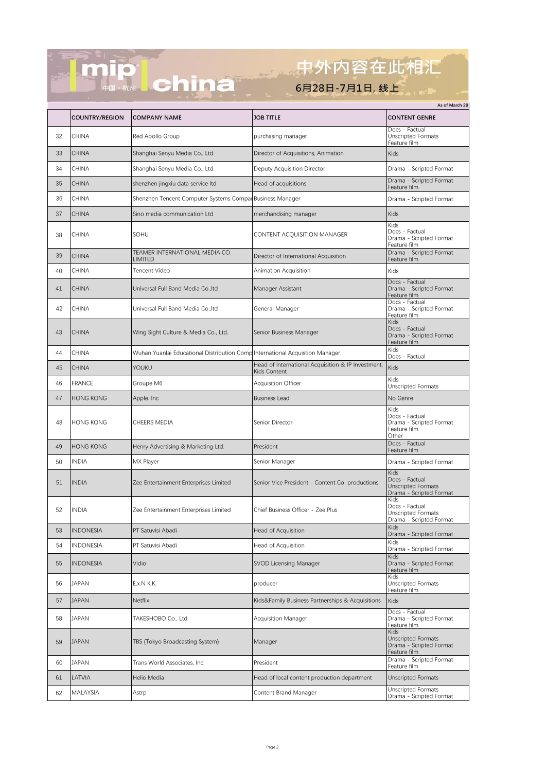mip china 中国·杭州

中外内容在此相汇

6月28日-7月1日, 线上

As of March 29

| | COUNTRY/REGION | COMPANY NAME | JOB TITLE | CONTENT GENRE |
|---|---|---|---|---|
| 32 | CHINA | Red Apollo Group | purchasing manager | Docs - Factual<br>Unscripted Formats<br>Feature film |
| 33 | CHINA | Shanghai Senyu Media Co., Ltd. | Director of Acquisitions, Animation | Kids |
| 34 | CHINA | Shanghai Senyu Media Co., Ltd. | Deputy Acquisition Director | Drama - Scripted Format |
| 35 | CHINA | shenzhen jingxiu data service ltd | Head of acquisitions | Drama - Scripted Format<br>Feature film |
| 36 | CHINA | Shenzhen Tencent Computer Systems Compar | Business Manager | Drama - Scripted Format |
| 37 | CHINA | Sino media communication Ltd | merchandising manager | Kids |
| 38 | CHINA | SOHU | CONTENT ACQUISITION MANAGER | Kids<br>Docs - Factual<br>Drama - Scripted Format<br>Feature film |
| 39 | CHINA | TEAMER INTERNATIONAL MEDIA CO. LIMITED | Director of International Acquisition | Drama - Scripted Format<br>Feature film |
| 40 | CHINA | Tencent Video | Animation Acquisition | Kids |
| 41 | CHINA | Universal Full Band Media Co.,ltd | Manager Assistant | Docs - Factual<br>Drama - Scripted Format<br>Feature film |
| 42 | CHINA | Universal Full Band Media Co.,ltd | General Manager | Docs - Factual<br>Drama - Scripted Format<br>Feature film |
| 43 | CHINA | Wing Sight Culture & Media Co., Ltd. | Senior Business Manager | Kids<br>Docs - Factual<br>Drama - Scripted Format<br>Feature film |
| 44 | CHINA | Wuhan Yuanlai Educational Distribution Comp | International Acquistion Manager | Kids<br>Docs - Factual |
| 45 | CHINA | YOUKU | Head of International Acquisition & IP Investment, Kids Content | Kids |
| 46 | FRANCE | Groupe M6 | Acquisition Officer | Kids<br>Unscripted Formats |
| 47 | HONG KONG | Apple. Inc | Business Lead | No Genre |
| 48 | HONG KONG | CHEERS MEDIA | Senior Director | Kids<br>Docs - Factual<br>Drama - Scripted Format<br>Feature film<br>Other |
| 49 | HONG KONG | Henry Advertising & Marketing Ltd. | President | Docs - Factual<br>Feature film |
| 50 | INDIA | MX Player | Senior Manager | Drama - Scripted Format |
| 51 | INDIA | Zee Entertainment Enterprises Limited | Senior Vice President - Content Co-productions | Kids<br>Docs - Factual<br>Unscripted Formats<br>Drama - Scripted Format |
| 52 | INDIA | Zee Entertainment Enterprises Limited | Chief Business Officer - Zee Plus | Kids<br>Docs - Factual<br>Unscripted Formats<br>Drama - Scripted Format |
| 53 | INDONESIA | PT Satuvisi Abadi | Head of Acquisition | Kids<br>Drama - Scripted Format |
| 54 | INDONESIA | PT Satuvisi Abadi | Head of Acquisition | Kids<br>Drama - Scripted Format |
| 55 | INDONESIA | Vidio | SVOD Licensing Manager | Kids<br>Drama - Scripted Format<br>Feature film |
| 56 | JAPAN | E.x.N K.K. | producer | Kids<br>Unscripted Formats<br>Feature film |
| 57 | JAPAN | Netflix | Kids&Family Business Partnerships & Acquisitions | Kids |
| 58 | JAPAN | TAKESHOBO Co., Ltd | Acquisition Manager | Docs - Factual<br>Drama - Scripted Format<br>Feature film |
| 59 | JAPAN | TBS (Tokyo Broadcasting System) | Manager | Kids<br>Unscripted Formats<br>Drama - Scripted Format<br>Feature film |
| 60 | JAPAN | Trans World Associates, Inc. | President | Drama - Scripted Format<br>Feature film |
| 61 | LATVIA | Helio Media | Head of local content production department | Unscripted Formats |
| 62 | MALAYSIA | Astrp | Content Brand Manager | Unscripted Formats<br>Drama - Scripted Format |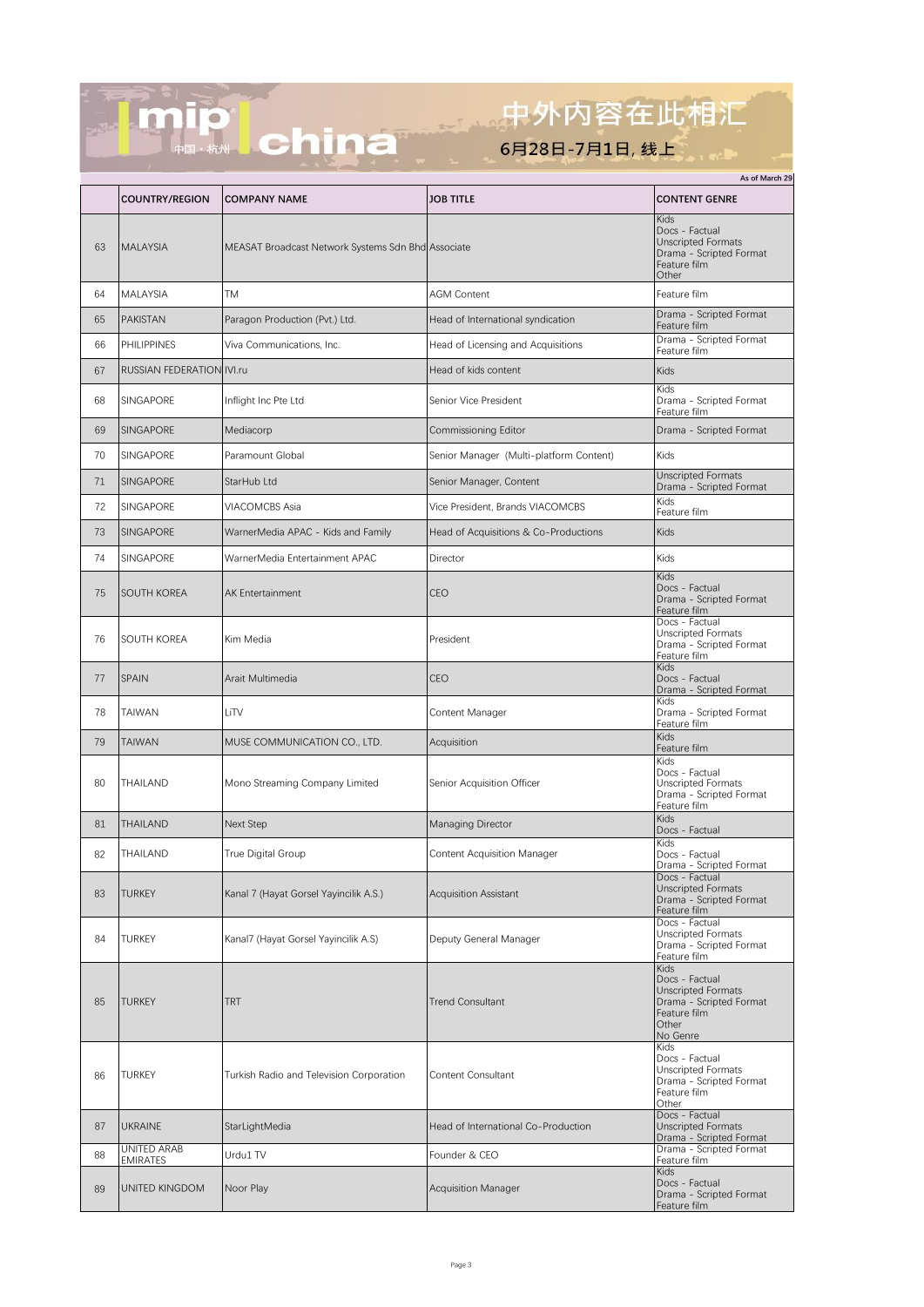mip china 中国 · 杭州

中外内容在此相汇

6月28日-7月1日, 线上

As of March 29

| | COUNTRY/REGION | COMPANY NAME | JOB TITLE | CONTENT GENRE |
|---|---|---|---|---|
| 63 | MALAYSIA | MEASAT Broadcast Network Systems Sdn Bhd | Associate | Kids<br>Docs - Factual<br>Unscripted Formats<br>Drama - Scripted Format<br>Feature film<br>Other |
| 64 | MALAYSIA | TM | AGM Content | Feature film |
| 65 | PAKISTAN | Paragon Production (Pvt.) Ltd. | Head of International syndication | Drama - Scripted Format<br>Feature film |
| 66 | PHILIPPINES | Viva Communications, Inc. | Head of Licensing and Acquisitions | Drama - Scripted Format<br>Feature film |
| 67 | RUSSIAN FEDERATION | IVI.ru | Head of kids content | Kids |
| 68 | SINGAPORE | Inflight Inc Pte Ltd | Senior Vice President | Kids<br>Drama - Scripted Format<br>Feature film |
| 69 | SINGAPORE | Mediacorp | Commissioning Editor | Drama - Scripted Format |
| 70 | SINGAPORE | Paramount Global | Senior Manager (Multi-platform Content) | Kids |
| 71 | SINGAPORE | StarHub Ltd | Senior Manager, Content | Unscripted Formats<br>Drama - Scripted Format |
| 72 | SINGAPORE | VIACOMCBS Asia | Vice President, Brands VIACOMCBS | Kids<br>Feature film |
| 73 | SINGAPORE | WarnerMedia APAC - Kids and Family | Head of Acquisitions & Co-Productions | Kids |
| 74 | SINGAPORE | WarnerMedia Entertainment APAC | Director | Kids |
| 75 | SOUTH KOREA | AK Entertainment | CEO | Kids<br>Docs - Factual<br>Drama - Scripted Format<br>Feature film |
| 76 | SOUTH KOREA | Kim Media | President | Docs - Factual<br>Unscripted Formats<br>Drama - Scripted Format<br>Feature film |
| 77 | SPAIN | Arait Multimedia | CEO | Kids<br>Docs - Factual<br>Drama - Scripted Format |
| 78 | TAIWAN | LiTV | Content Manager | Kids<br>Drama - Scripted Format<br>Feature film |
| 79 | TAIWAN | MUSE COMMUNICATION CO., LTD. | Acquisition | Kids<br>Feature film |
| 80 | THAILAND | Mono Streaming Company Limited | Senior Acquisition Officer | Kids<br>Docs - Factual<br>Unscripted Formats<br>Drama - Scripted Format<br>Feature film |
| 81 | THAILAND | Next Step | Managing Director | Kids<br>Docs - Factual |
| 82 | THAILAND | True Digital Group | Content Acquisition Manager | Kids<br>Docs - Factual<br>Drama - Scripted Format |
| 83 | TURKEY | Kanal 7 (Hayat Gorsel Yayincilik A.S.) | Acquisition Assistant | Docs - Factual<br>Unscripted Formats<br>Drama - Scripted Format<br>Feature film |
| 84 | TURKEY | Kanal7 (Hayat Gorsel Yayincilik A.S) | Deputy General Manager | Docs - Factual<br>Unscripted Formats<br>Drama - Scripted Format<br>Feature film |
| 85 | TURKEY | TRT | Trend Consultant | Kids<br>Docs - Factual<br>Unscripted Formats<br>Drama - Scripted Format<br>Feature film<br>Other<br>No Genre |
| 86 | TURKEY | Turkish Radio and Television Corporation | Content Consultant | Kids<br>Docs - Factual<br>Unscripted Formats<br>Drama - Scripted Format<br>Feature film<br>Other |
| 87 | UKRAINE | StarLightMedia | Head of International Co-Production | Docs - Factual<br>Unscripted Formats<br>Drama - Scripted Format |
| 88 | UNITED ARAB EMIRATES | Urdu1 TV | Founder & CEO | Drama - Scripted Format<br>Feature film |
| 89 | UNITED KINGDOM | Noor Play | Acquisition Manager | Kids<br>Docs - Factual<br>Drama - Scripted Format<br>Feature film |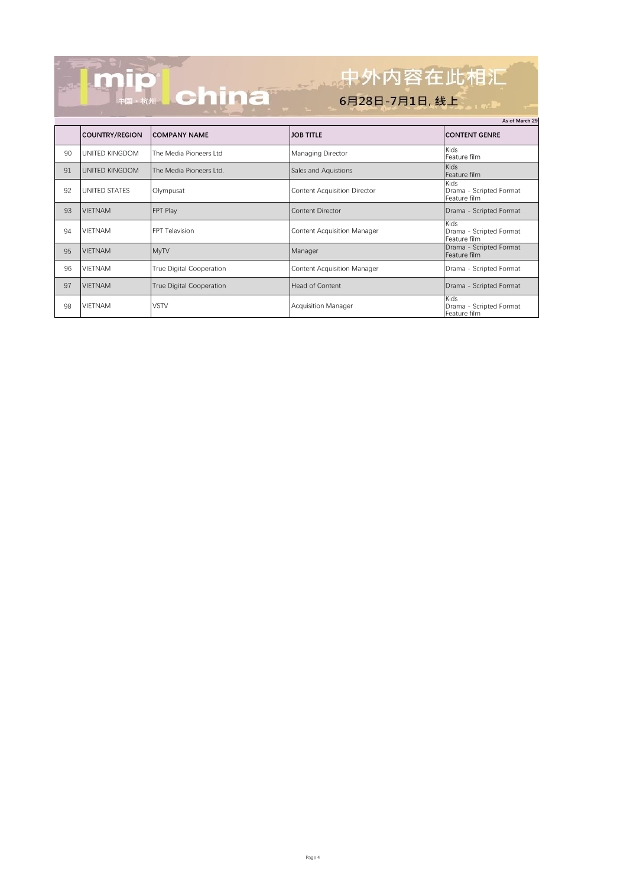mip china 中国 · 杭州

中外内容在此相汇

6月28日-7月1日, 线上

As of March 29

| | COUNTRY/REGION | COMPANY NAME | JOB TITLE | CONTENT GENRE |
|---|---|---|---|---|
| 90 | UNITED KINGDOM | The Media Pioneers Ltd | Managing Director | Kids<br>Feature film |
| 91 | UNITED KINGDOM | The Media Pioneers Ltd. | Sales and Aquistions | Kids<br>Feature film |
| 92 | UNITED STATES | Olympusat | Content Acquisition Director | Kids<br>Drama - Scripted Format<br>Feature film |
| 93 | VIETNAM | FPT Play | Content Director | Drama - Scripted Format |
| 94 | VIETNAM | FPT Television | Content Acquisition Manager | Kids<br>Drama - Scripted Format<br>Feature film |
| 95 | VIETNAM | MyTV | Manager | Drama - Scripted Format<br>Feature film |
| 96 | VIETNAM | True Digital Cooperation | Content Acquisition Manager | Drama - Scripted Format |
| 97 | VIETNAM | True Digital Cooperation | Head of Content | Drama - Scripted Format |
| 98 | VIETNAM | VSTV | Acquisition Manager | Kids<br>Drama - Scripted Format<br>Feature film |